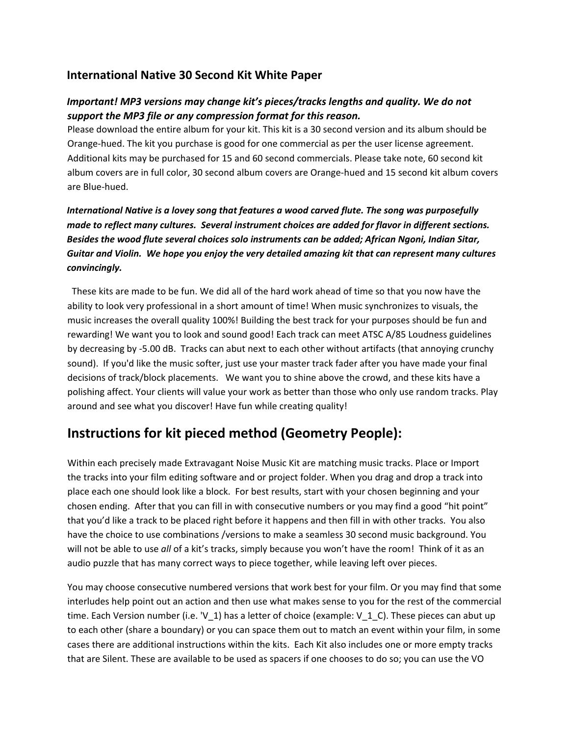## International Native 30 Second Kit White Paper

***Important! MP3 versions may change kit's pieces/tracks lengths and quality. We do not support the MP3 file or any compression format for this reason.***

Please download the entire album for your kit. This kit is a 30 second version and its album should be Orange-hued. The kit you purchase is good for one commercial as per the user license agreement. Additional kits may be purchased for 15 and 60 second commercials. Please take note, 60 second kit album covers are in full color, 30 second album covers are Orange-hued and 15 second kit album covers are Blue-hued.

***International Native is a lovey song that features a wood carved flute. The song was purposefully made to reflect many cultures. Several instrument choices are added for flavor in different sections. Besides the wood flute several choices solo instruments can be added; African Ngoni, Indian Sitar, Guitar and Violin. We hope you enjoy the very detailed amazing kit that can represent many cultures convincingly.***

These kits are made to be fun. We did all of the hard work ahead of time so that you now have the ability to look very professional in a short amount of time! When music synchronizes to visuals, the music increases the overall quality 100%! Building the best track for your purposes should be fun and rewarding! We want you to look and sound good! Each track can meet ATSC A/85 Loudness guidelines by decreasing by -5.00 dB. Tracks can abut next to each other without artifacts (that annoying crunchy sound). If you'd like the music softer, just use your master track fader after you have made your final decisions of track/block placements. We want you to shine above the crowd, and these kits have a polishing affect. Your clients will value your work as better than those who only use random tracks. Play around and see what you discover! Have fun while creating quality!

# Instructions for kit pieced method (Geometry People):

Within each precisely made Extravagant Noise Music Kit are matching music tracks. Place or Import the tracks into your film editing software and or project folder. When you drag and drop a track into place each one should look like a block. For best results, start with your chosen beginning and your chosen ending. After that you can fill in with consecutive numbers or you may find a good "hit point" that you'd like a track to be placed right before it happens and then fill in with other tracks. You also have the choice to use combinations /versions to make a seamless 30 second music background. You will not be able to use *all* of a kit's tracks, simply because you won't have the room! Think of it as an audio puzzle that has many correct ways to piece together, while leaving left over pieces.

You may choose consecutive numbered versions that work best for your film. Or you may find that some interludes help point out an action and then use what makes sense to you for the rest of the commercial time. Each Version number (i.e. 'V_1) has a letter of choice (example: V_1_C). These pieces can abut up to each other (share a boundary) or you can space them out to match an event within your film, in some cases there are additional instructions within the kits. Each Kit also includes one or more empty tracks that are Silent. These are available to be used as spacers if one chooses to do so; you can use the VO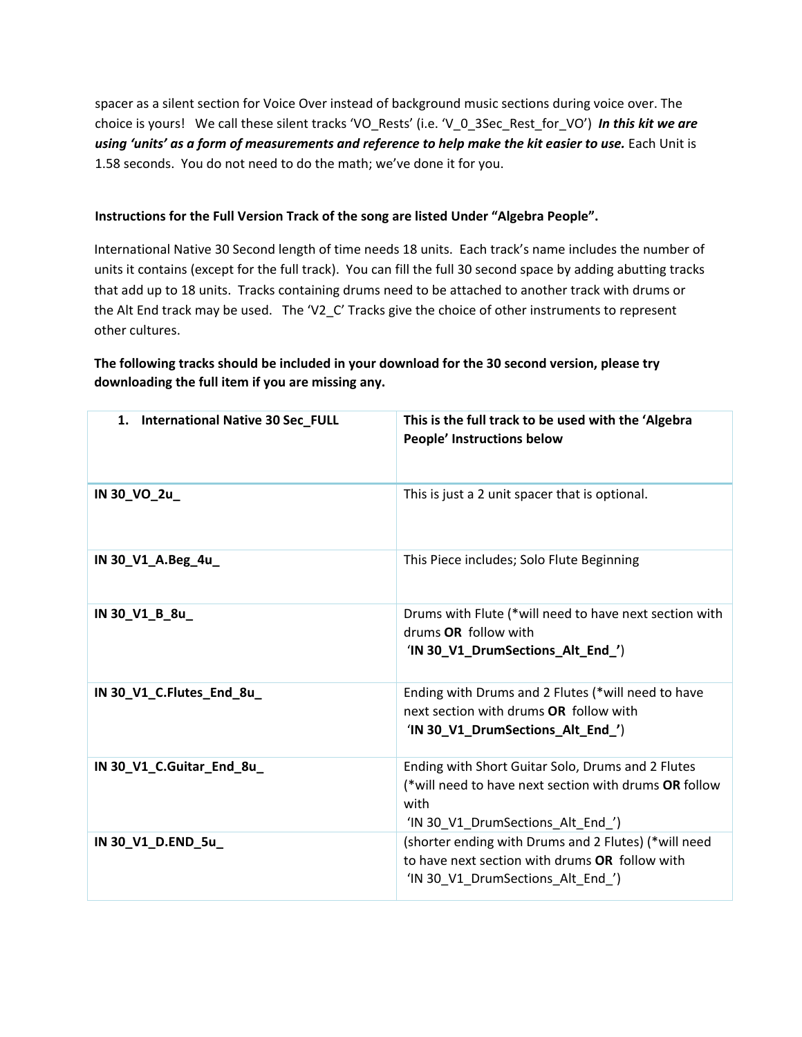spacer as a silent section for Voice Over instead of background music sections during voice over. The choice is yours! We call these silent tracks 'VO_Rests' (i.e. 'V_0_3Sec_Rest_for_VO') ***In this kit we are using 'units' as a form of measurements and reference to help make the kit easier to use.*** Each Unit is 1.58 seconds. You do not need to do the math; we've done it for you.

**Instructions for the Full Version Track of the song are listed Under "Algebra People".**

International Native 30 Second length of time needs 18 units. Each track's name includes the number of units it contains (except for the full track). You can fill the full 30 second space by adding abutting tracks that add up to 18 units. Tracks containing drums need to be attached to another track with drums or the Alt End track may be used. The 'V2_C' Tracks give the choice of other instruments to represent other cultures.

**The following tracks should be included in your download for the 30 second version, please try downloading the full item if you are missing any.**

| 1. **International Native 30 Sec_FULL** | **This is the full track to be used with the 'Algebra People' Instructions below** |
|---|---|
| **IN 30_VO_2u_** | This is just a 2 unit spacer that is optional. |
| **IN 30_V1_A.Beg_4u_** | This Piece includes; Solo Flute Beginning |
| **IN 30_V1_B_8u_** | Drums with Flute (*will need to have next section with drums **OR** follow with '**IN 30_V1_DrumSections_Alt_End_'**) |
| **IN 30_V1_C.Flutes_End_8u_** | Ending with Drums and 2 Flutes (*will need to have next section with drums **OR** follow with '**IN 30_V1_DrumSections_Alt_End_'**) |
| **IN 30_V1_C.Guitar_End_8u_** | Ending with Short Guitar Solo, Drums and 2 Flutes (*will need to have next section with drums **OR** follow with 'IN 30_V1_DrumSections_Alt_End_') |
| **IN 30_V1_D.END_5u_** | (shorter ending with Drums and 2 Flutes) (*will need to have next section with drums **OR** follow with 'IN 30_V1_DrumSections_Alt_End_') |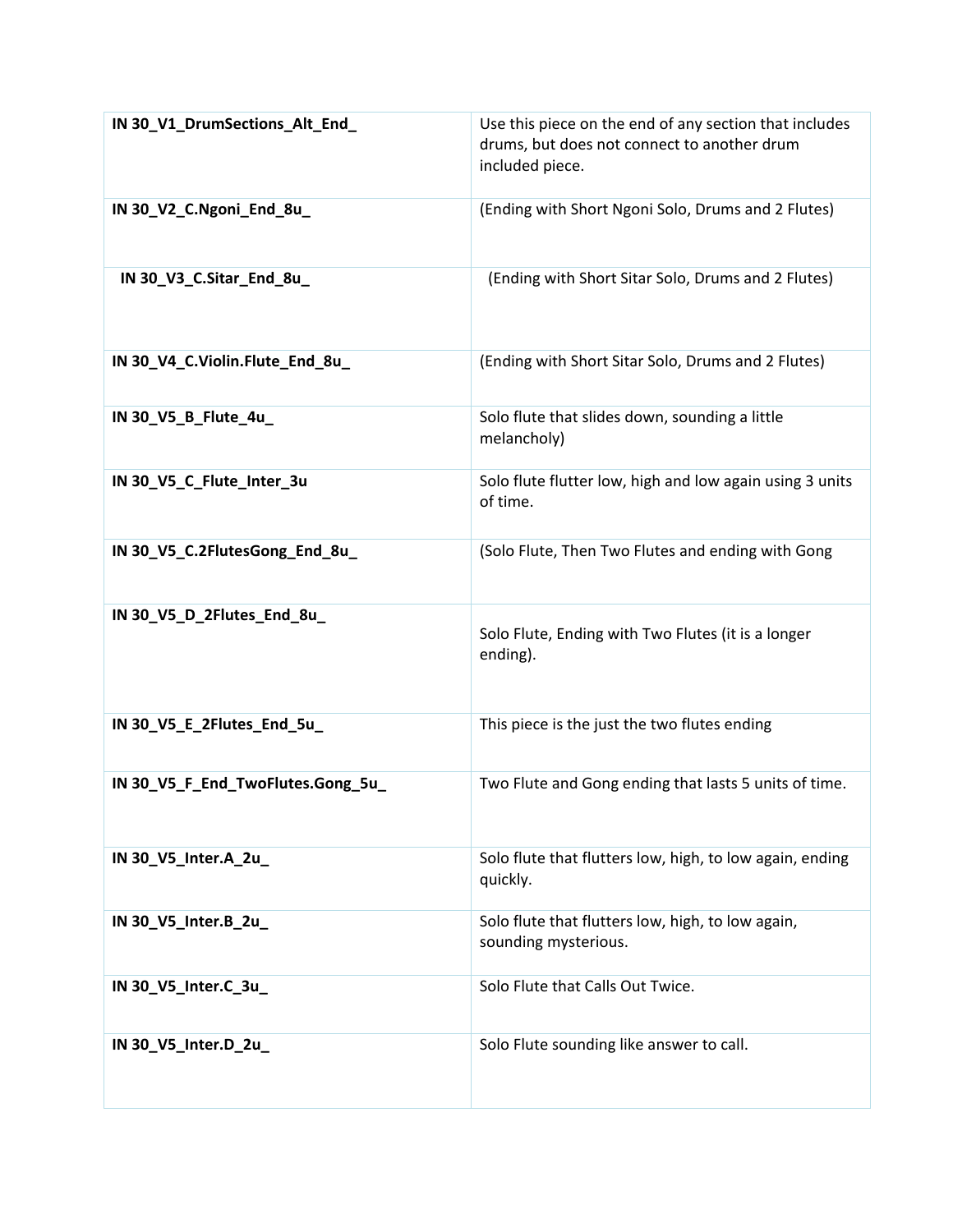| | |
|---|---|
| **IN 30_V1_DrumSections_Alt_End_** | Use this piece on the end of any section that includes drums, but does not connect to another drum included piece. |
| **IN 30_V2_C.Ngoni_End_8u_** | (Ending with Short Ngoni Solo, Drums and 2 Flutes) |
| **IN 30_V3_C.Sitar_End_8u_** | (Ending with Short Sitar Solo, Drums and 2 Flutes) |
| **IN 30_V4_C.Violin.Flute_End_8u_** | (Ending with Short Sitar Solo, Drums and 2 Flutes) |
| **IN 30_V5_B_Flute_4u_** | Solo flute that slides down, sounding a little melancholy) |
| **IN 30_V5_C_Flute_Inter_3u** | Solo flute flutter low, high and low again using 3 units of time. |
| **IN 30_V5_C.2FlutesGong_End_8u_** | (Solo Flute, Then Two Flutes and ending with Gong |
| **IN 30_V5_D_2Flutes_End_8u_** | Solo Flute, Ending with Two Flutes (it is a longer ending). |
| **IN 30_V5_E_2Flutes_End_5u_** | This piece is the just the two flutes ending |
| **IN 30_V5_F_End_TwoFlutes.Gong_5u_** | Two Flute and Gong ending that lasts 5 units of time. |
| **IN 30_V5_Inter.A_2u_** | Solo flute that flutters low, high, to low again, ending quickly. |
| **IN 30_V5_Inter.B_2u_** | Solo flute that flutters low, high, to low again, sounding mysterious. |
| **IN 30_V5_Inter.C_3u_** | Solo Flute that Calls Out Twice. |
| **IN 30_V5_Inter.D_2u_** | Solo Flute sounding like answer to call. |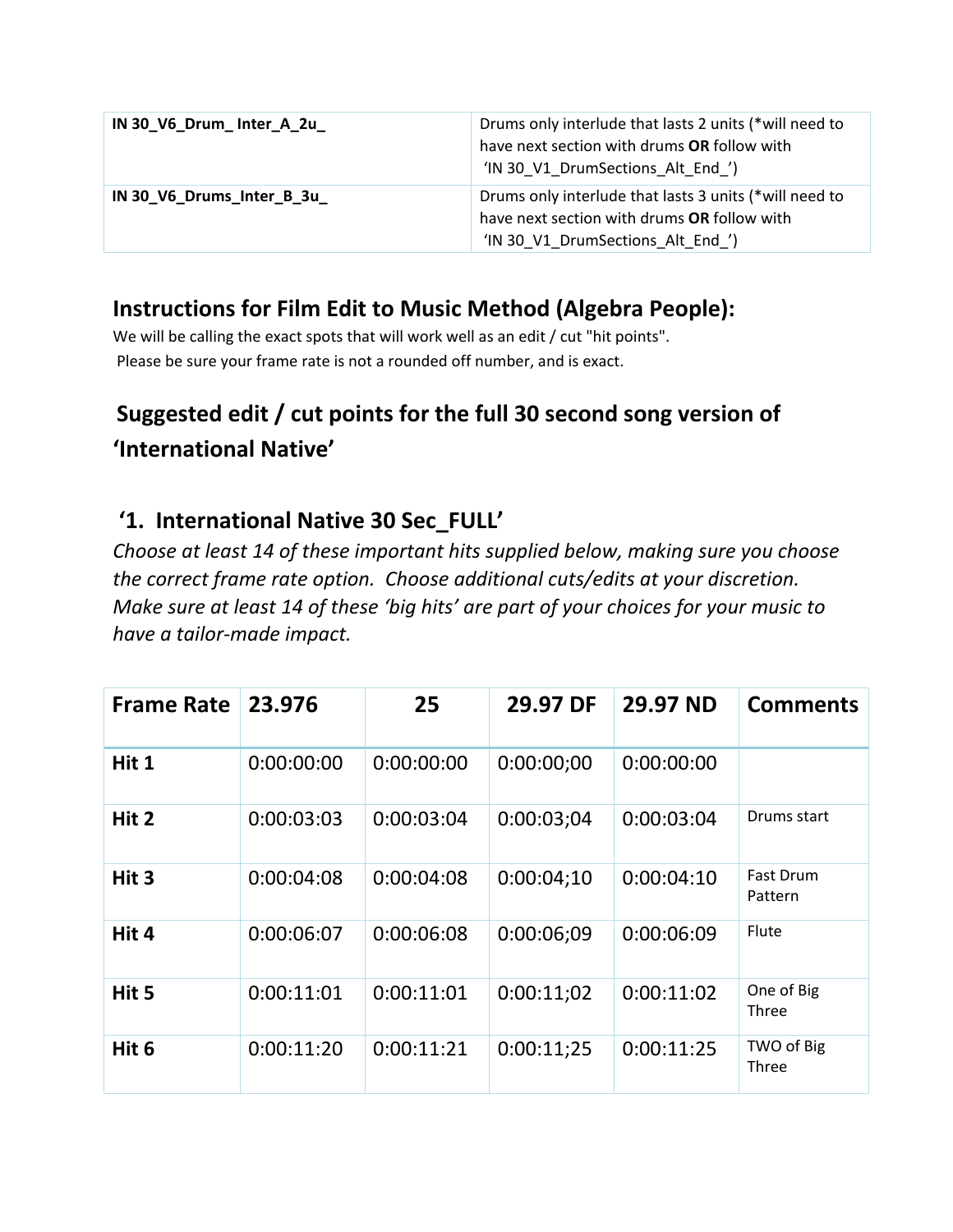| IN 30_V6_Drum_ Inter_A_2u_ | Drums only interlude that lasts 2 units (*will need to have next section with drums **OR** follow with 'IN 30_V1_DrumSections_Alt_End_') |
|---|---|
| IN 30_V6_Drums_Inter_B_3u_ | Drums only interlude that lasts 3 units (*will need to have next section with drums **OR** follow with 'IN 30_V1_DrumSections_Alt_End_') |

## Instructions for Film Edit to Music Method (Algebra People):

We will be calling the exact spots that will work well as an edit / cut "hit points".
Please be sure your frame rate is not a rounded off number, and is exact.

## Suggested edit / cut points for the full 30 second song version of 'International Native'

## '1. International Native 30 Sec_FULL'

*Choose at least 14 of these important hits supplied below, making sure you choose the correct frame rate option. Choose additional cuts/edits at your discretion. Make sure at least 14 of these 'big hits' are part of your choices for your music to have a tailor-made impact.*

| Frame Rate | 23.976 | 25 | 29.97 DF | 29.97 ND | Comments |
|---|---|---|---|---|---|
| Hit 1 | 0:00:00:00 | 0:00:00:00 | 0:00:00;00 | 0:00:00:00 | |
| Hit 2 | 0:00:03:03 | 0:00:03:04 | 0:00:03;04 | 0:00:03:04 | Drums start |
| Hit 3 | 0:00:04:08 | 0:00:04:08 | 0:00:04;10 | 0:00:04:10 | Fast Drum Pattern |
| Hit 4 | 0:00:06:07 | 0:00:06:08 | 0:00:06;09 | 0:00:06:09 | Flute |
| Hit 5 | 0:00:11:01 | 0:00:11:01 | 0:00:11;02 | 0:00:11:02 | One of Big Three |
| Hit 6 | 0:00:11:20 | 0:00:11:21 | 0:00:11;25 | 0:00:11:25 | TWO of Big Three |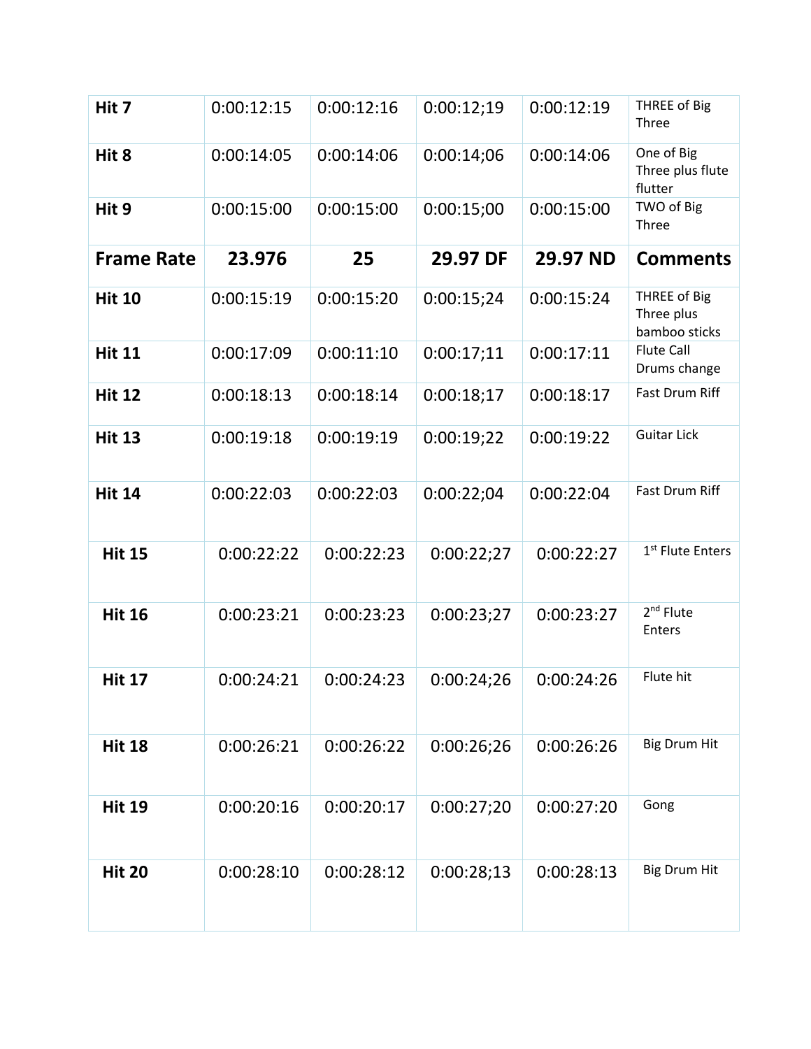| Hit 7 | 0:00:12:15 | 0:00:12:16 | 0:00:12;19 | 0:00:12:19 | THREE of Big Three |
|---|---|---|---|---|---|
| Hit 8 | 0:00:14:05 | 0:00:14:06 | 0:00:14;06 | 0:00:14:06 | One of Big Three plus flute flutter |
| Hit 9 | 0:00:15:00 | 0:00:15:00 | 0:00:15;00 | 0:00:15:00 | TWO of Big Three |
| **Frame Rate** | **23.976** | **25** | **29.97 DF** | **29.97 ND** | **Comments** |
| Hit 10 | 0:00:15:19 | 0:00:15:20 | 0:00:15;24 | 0:00:15:24 | THREE of Big Three plus bamboo sticks |
| Hit 11 | 0:00:17:09 | 0:00:11:10 | 0:00:17;11 | 0:00:17:11 | Flute Call Drums change |
| Hit 12 | 0:00:18:13 | 0:00:18:14 | 0:00:18;17 | 0:00:18:17 | Fast Drum Riff |
| Hit 13 | 0:00:19:18 | 0:00:19:19 | 0:00:19;22 | 0:00:19:22 | Guitar Lick |
| Hit 14 | 0:00:22:03 | 0:00:22:03 | 0:00:22;04 | 0:00:22:04 | Fast Drum Riff |
| Hit 15 | 0:00:22:22 | 0:00:22:23 | 0:00:22;27 | 0:00:22:27 | 1st Flute Enters |
| Hit 16 | 0:00:23:21 | 0:00:23:23 | 0:00:23;27 | 0:00:23:27 | 2nd Flute Enters |
| Hit 17 | 0:00:24:21 | 0:00:24:23 | 0:00:24;26 | 0:00:24:26 | Flute hit |
| Hit 18 | 0:00:26:21 | 0:00:26:22 | 0:00:26;26 | 0:00:26:26 | Big Drum Hit |
| Hit 19 | 0:00:20:16 | 0:00:20:17 | 0:00:27;20 | 0:00:27:20 | Gong |
| Hit 20 | 0:00:28:10 | 0:00:28:12 | 0:00:28;13 | 0:00:28:13 | Big Drum Hit |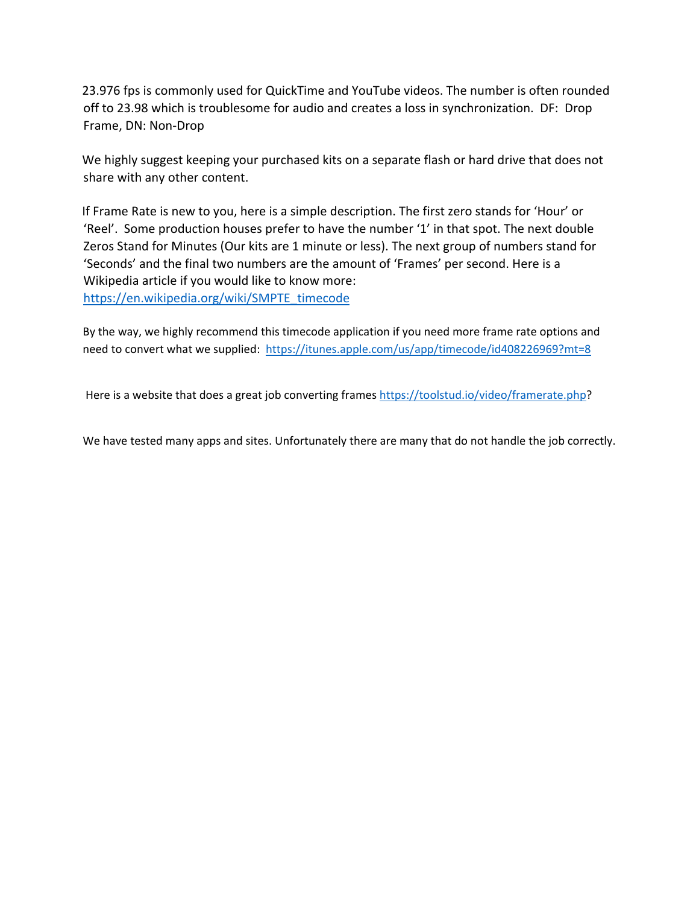23.976 fps is commonly used for QuickTime and YouTube videos. The number is often rounded off to 23.98 which is troublesome for audio and creates a loss in synchronization. DF: Drop Frame, DN: Non-Drop

We highly suggest keeping your purchased kits on a separate flash or hard drive that does not share with any other content.

If Frame Rate is new to you, here is a simple description. The first zero stands for 'Hour' or 'Reel'. Some production houses prefer to have the number '1' in that spot. The next double Zeros Stand for Minutes (Our kits are 1 minute or less). The next group of numbers stand for 'Seconds' and the final two numbers are the amount of 'Frames' per second. Here is a Wikipedia article if you would like to know more: https://en.wikipedia.org/wiki/SMPTE_timecode

By the way, we highly recommend this timecode application if you need more frame rate options and need to convert what we supplied: https://itunes.apple.com/us/app/timecode/id408226969?mt=8

Here is a website that does a great job converting frames https://toolstud.io/video/framerate.php?

We have tested many apps and sites. Unfortunately there are many that do not handle the job correctly.